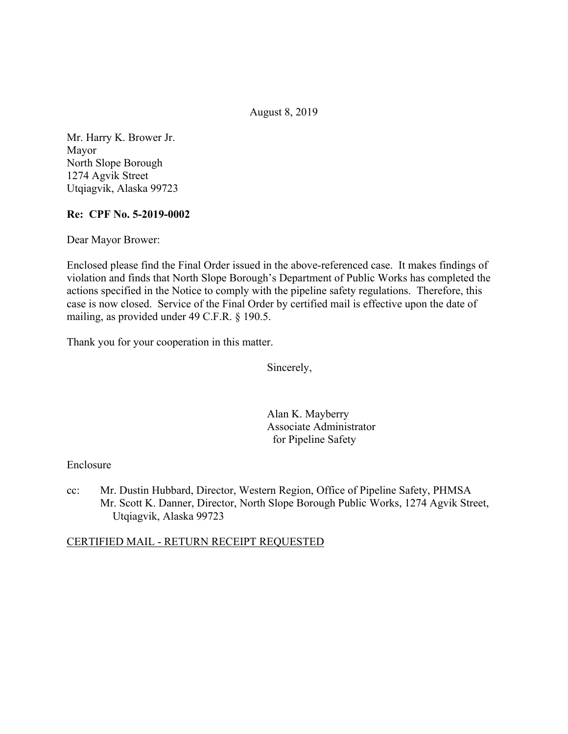August 8, 2019

Mr. Harry K. Brower Jr.
Mayor
North Slope Borough
1274 Agvik Street
Utqiagvik, Alaska 99723

**Re: CPF No. 5-2019-0002**

Dear Mayor Brower:

Enclosed please find the Final Order issued in the above-referenced case. It makes findings of violation and finds that North Slope Borough's Department of Public Works has completed the actions specified in the Notice to comply with the pipeline safety regulations. Therefore, this case is now closed. Service of the Final Order by certified mail is effective upon the date of mailing, as provided under 49 C.F.R. § 190.5.

Thank you for your cooperation in this matter.

Sincerely,

Alan K. Mayberry
Associate Administrator
for Pipeline Safety

Enclosure

cc: Mr. Dustin Hubbard, Director, Western Region, Office of Pipeline Safety, PHMSA
Mr. Scott K. Danner, Director, North Slope Borough Public Works, 1274 Agvik Street, Utqiagvik, Alaska 99723

CERTIFIED MAIL - RETURN RECEIPT REQUESTED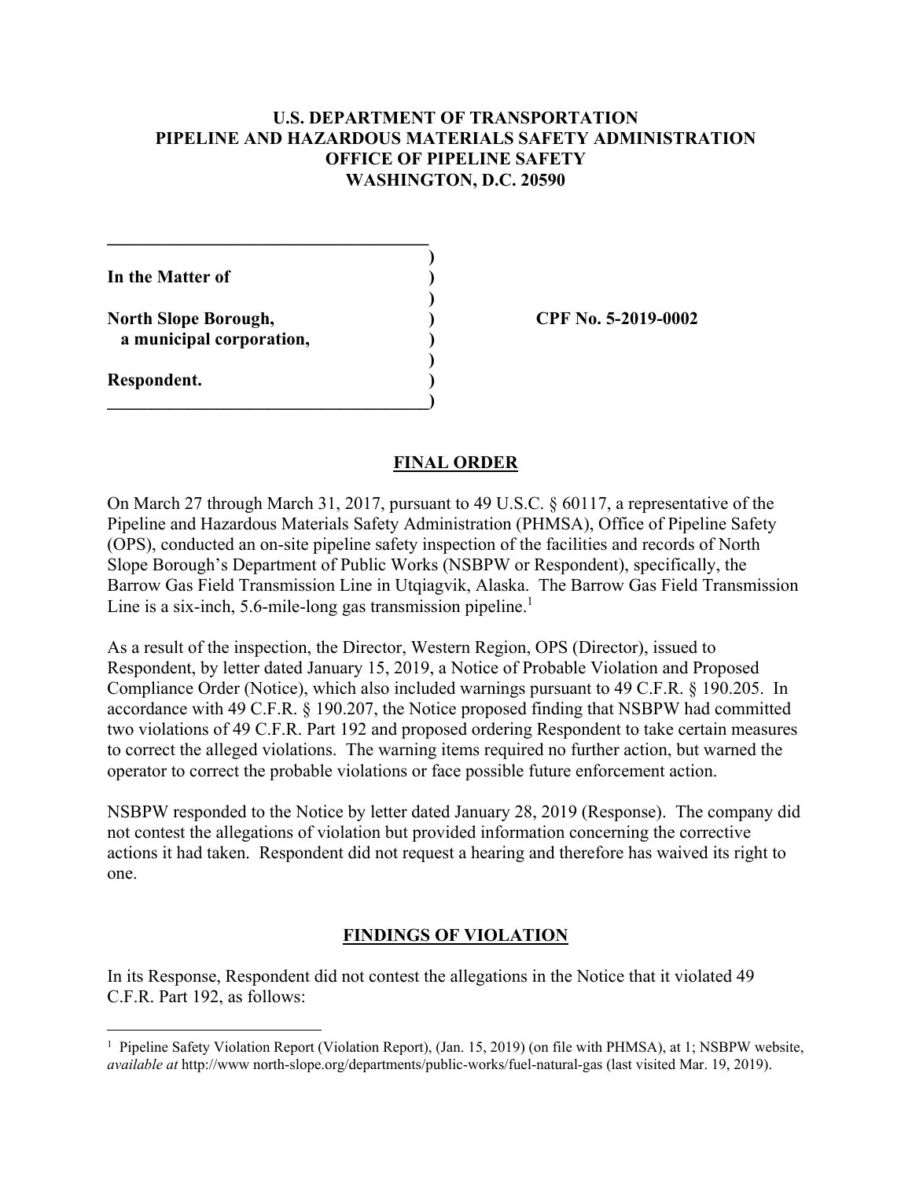**U.S. DEPARTMENT OF TRANSPORTATION**
**PIPELINE AND HAZARDOUS MATERIALS SAFETY ADMINISTRATION**
**OFFICE OF PIPELINE SAFETY**
**WASHINGTON, D.C. 20590**

| | |
|---|---|
| **In the Matter of** | |
| **North Slope Borough,** | **CPF No. 5-2019-0002** |
| **a municipal corporation,** | |
| **Respondent.** | |

## FINAL ORDER

On March 27 through March 31, 2017, pursuant to 49 U.S.C. § 60117, a representative of the Pipeline and Hazardous Materials Safety Administration (PHMSA), Office of Pipeline Safety (OPS), conducted an on-site pipeline safety inspection of the facilities and records of North Slope Borough's Department of Public Works (NSBPW or Respondent), specifically, the Barrow Gas Field Transmission Line in Utqiagvik, Alaska. The Barrow Gas Field Transmission Line is a six-inch, 5.6-mile-long gas transmission pipeline.[1]

As a result of the inspection, the Director, Western Region, OPS (Director), issued to Respondent, by letter dated January 15, 2019, a Notice of Probable Violation and Proposed Compliance Order (Notice), which also included warnings pursuant to 49 C.F.R. § 190.205. In accordance with 49 C.F.R. § 190.207, the Notice proposed finding that NSBPW had committed two violations of 49 C.F.R. Part 192 and proposed ordering Respondent to take certain measures to correct the alleged violations. The warning items required no further action, but warned the operator to correct the probable violations or face possible future enforcement action.

NSBPW responded to the Notice by letter dated January 28, 2019 (Response). The company did not contest the allegations of violation but provided information concerning the corrective actions it had taken. Respondent did not request a hearing and therefore has waived its right to one.

## FINDINGS OF VIOLATION

In its Response, Respondent did not contest the allegations in the Notice that it violated 49 C.F.R. Part 192, as follows:

[1] Pipeline Safety Violation Report (Violation Report), (Jan. 15, 2019) (on file with PHMSA), at 1; NSBPW website, *available at* http://www north-slope.org/departments/public-works/fuel-natural-gas (last visited Mar. 19, 2019).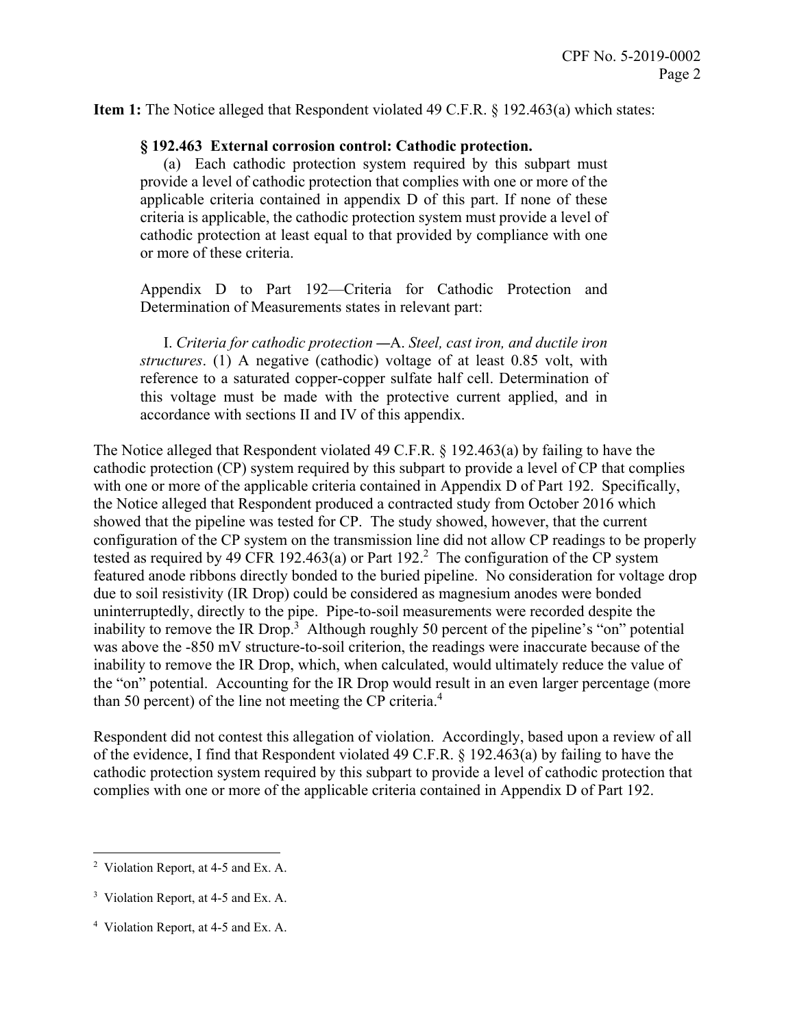**Item 1:** The Notice alleged that Respondent violated 49 C.F.R. § 192.463(a) which states:

> **§ 192.463 External corrosion control: Cathodic protection.**
>
> (a) Each cathodic protection system required by this subpart must provide a level of cathodic protection that complies with one or more of the applicable criteria contained in appendix D of this part. If none of these criteria is applicable, the cathodic protection system must provide a level of cathodic protection at least equal to that provided by compliance with one or more of these criteria.
>
> Appendix D to Part 192—Criteria for Cathodic Protection and Determination of Measurements states in relevant part:
>
> I. *Criteria for cathodic protection* —A. *Steel, cast iron, and ductile iron structures*. (1) A negative (cathodic) voltage of at least 0.85 volt, with reference to a saturated copper-copper sulfate half cell. Determination of this voltage must be made with the protective current applied, and in accordance with sections II and IV of this appendix.

The Notice alleged that Respondent violated 49 C.F.R. § 192.463(a) by failing to have the cathodic protection (CP) system required by this subpart to provide a level of CP that complies with one or more of the applicable criteria contained in Appendix D of Part 192. Specifically, the Notice alleged that Respondent produced a contracted study from October 2016 which showed that the pipeline was tested for CP. The study showed, however, that the current configuration of the CP system on the transmission line did not allow CP readings to be properly tested as required by 49 CFR 192.463(a) or Part 192.[2] The configuration of the CP system featured anode ribbons directly bonded to the buried pipeline. No consideration for voltage drop due to soil resistivity (IR Drop) could be considered as magnesium anodes were bonded uninterruptedly, directly to the pipe. Pipe-to-soil measurements were recorded despite the inability to remove the IR Drop.[3] Although roughly 50 percent of the pipeline's "on" potential was above the -850 mV structure-to-soil criterion, the readings were inaccurate because of the inability to remove the IR Drop, which, when calculated, would ultimately reduce the value of the "on" potential. Accounting for the IR Drop would result in an even larger percentage (more than 50 percent) of the line not meeting the CP criteria.[4]

Respondent did not contest this allegation of violation. Accordingly, based upon a review of all of the evidence, I find that Respondent violated 49 C.F.R. § 192.463(a) by failing to have the cathodic protection system required by this subpart to provide a level of cathodic protection that complies with one or more of the applicable criteria contained in Appendix D of Part 192.

---

[2] Violation Report, at 4-5 and Ex. A.

[3] Violation Report, at 4-5 and Ex. A.

[4] Violation Report, at 4-5 and Ex. A.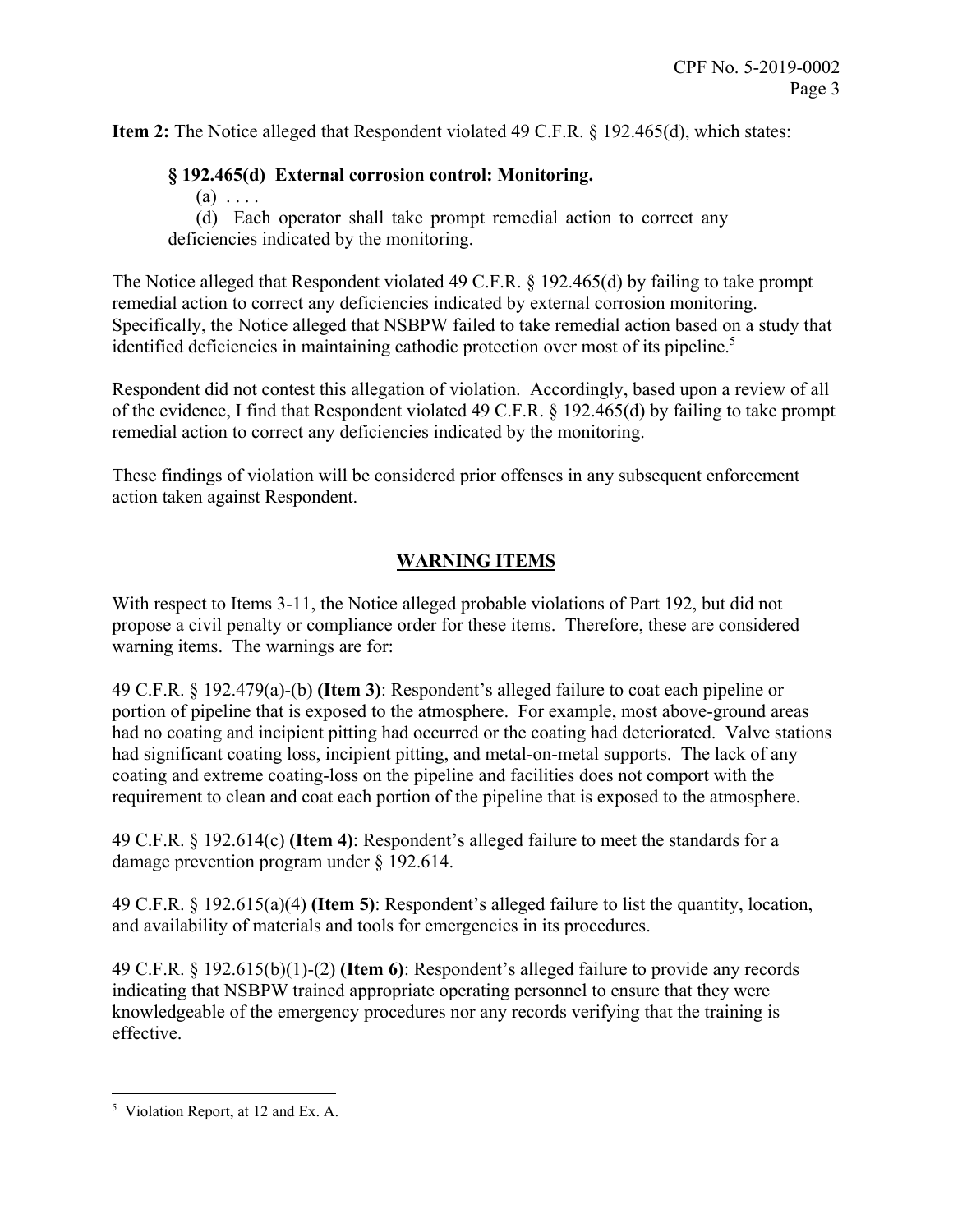**Item 2:** The Notice alleged that Respondent violated 49 C.F.R. § 192.465(d), which states:

> **§ 192.465(d) External corrosion control: Monitoring.**
>
> (a) . . . .
>
> (d) Each operator shall take prompt remedial action to correct any deficiencies indicated by the monitoring.

The Notice alleged that Respondent violated 49 C.F.R. § 192.465(d) by failing to take prompt remedial action to correct any deficiencies indicated by external corrosion monitoring. Specifically, the Notice alleged that NSBPW failed to take remedial action based on a study that identified deficiencies in maintaining cathodic protection over most of its pipeline.[5]

Respondent did not contest this allegation of violation. Accordingly, based upon a review of all of the evidence, I find that Respondent violated 49 C.F.R. § 192.465(d) by failing to take prompt remedial action to correct any deficiencies indicated by the monitoring.

These findings of violation will be considered prior offenses in any subsequent enforcement action taken against Respondent.

## WARNING ITEMS

With respect to Items 3-11, the Notice alleged probable violations of Part 192, but did not propose a civil penalty or compliance order for these items. Therefore, these are considered warning items. The warnings are for:

49 C.F.R. § 192.479(a)-(b) **(Item 3)**: Respondent's alleged failure to coat each pipeline or portion of pipeline that is exposed to the atmosphere. For example, most above-ground areas had no coating and incipient pitting had occurred or the coating had deteriorated. Valve stations had significant coating loss, incipient pitting, and metal-on-metal supports. The lack of any coating and extreme coating-loss on the pipeline and facilities does not comport with the requirement to clean and coat each portion of the pipeline that is exposed to the atmosphere.

49 C.F.R. § 192.614(c) **(Item 4)**: Respondent's alleged failure to meet the standards for a damage prevention program under § 192.614.

49 C.F.R. § 192.615(a)(4) **(Item 5)**: Respondent's alleged failure to list the quantity, location, and availability of materials and tools for emergencies in its procedures.

49 C.F.R. § 192.615(b)(1)-(2) **(Item 6)**: Respondent's alleged failure to provide any records indicating that NSBPW trained appropriate operating personnel to ensure that they were knowledgeable of the emergency procedures nor any records verifying that the training is effective.

---

[5] Violation Report, at 12 and Ex. A.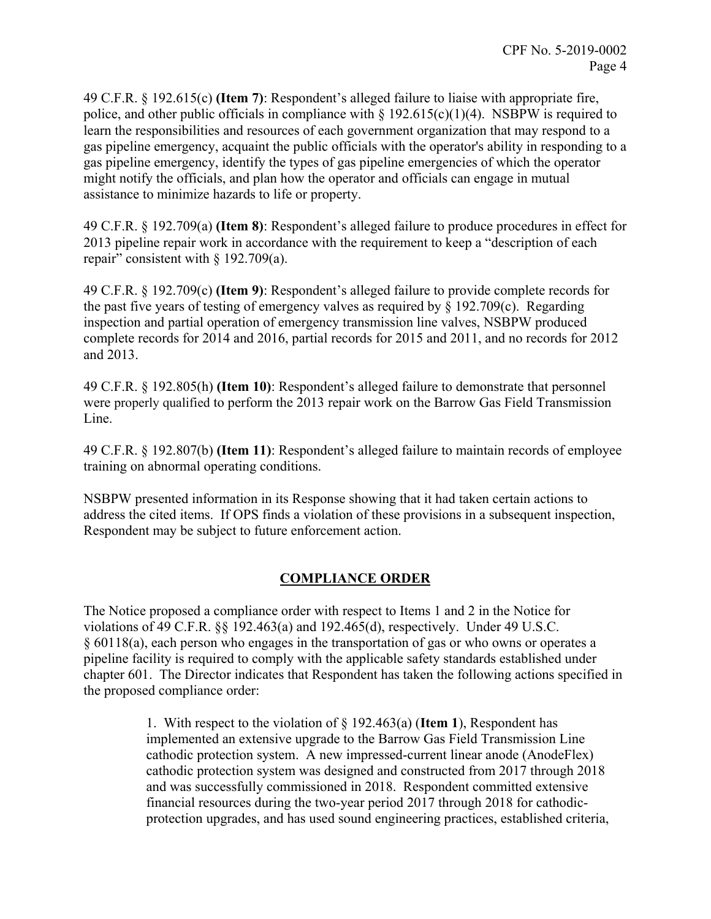49 C.F.R. § 192.615(c) **(Item 7)**: Respondent's alleged failure to liaise with appropriate fire, police, and other public officials in compliance with § 192.615(c)(1)(4). NSBPW is required to learn the responsibilities and resources of each government organization that may respond to a gas pipeline emergency, acquaint the public officials with the operator's ability in responding to a gas pipeline emergency, identify the types of gas pipeline emergencies of which the operator might notify the officials, and plan how the operator and officials can engage in mutual assistance to minimize hazards to life or property.

49 C.F.R. § 192.709(a) **(Item 8)**: Respondent's alleged failure to produce procedures in effect for 2013 pipeline repair work in accordance with the requirement to keep a "description of each repair" consistent with § 192.709(a).

49 C.F.R. § 192.709(c) **(Item 9)**: Respondent's alleged failure to provide complete records for the past five years of testing of emergency valves as required by § 192.709(c). Regarding inspection and partial operation of emergency transmission line valves, NSBPW produced complete records for 2014 and 2016, partial records for 2015 and 2011, and no records for 2012 and 2013.

49 C.F.R. § 192.805(h) **(Item 10)**: Respondent's alleged failure to demonstrate that personnel were properly qualified to perform the 2013 repair work on the Barrow Gas Field Transmission Line.

49 C.F.R. § 192.807(b) **(Item 11)**: Respondent's alleged failure to maintain records of employee training on abnormal operating conditions.

NSBPW presented information in its Response showing that it had taken certain actions to address the cited items. If OPS finds a violation of these provisions in a subsequent inspection, Respondent may be subject to future enforcement action.

## COMPLIANCE ORDER

The Notice proposed a compliance order with respect to Items 1 and 2 in the Notice for violations of 49 C.F.R. §§ 192.463(a) and 192.465(d), respectively. Under 49 U.S.C. § 60118(a), each person who engages in the transportation of gas or who owns or operates a pipeline facility is required to comply with the applicable safety standards established under chapter 601. The Director indicates that Respondent has taken the following actions specified in the proposed compliance order:

> 1. With respect to the violation of § 192.463(a) (**Item 1**), Respondent has implemented an extensive upgrade to the Barrow Gas Field Transmission Line cathodic protection system. A new impressed-current linear anode (AnodeFlex) cathodic protection system was designed and constructed from 2017 through 2018 and was successfully commissioned in 2018. Respondent committed extensive financial resources during the two-year period 2017 through 2018 for cathodic-protection upgrades, and has used sound engineering practices, established criteria,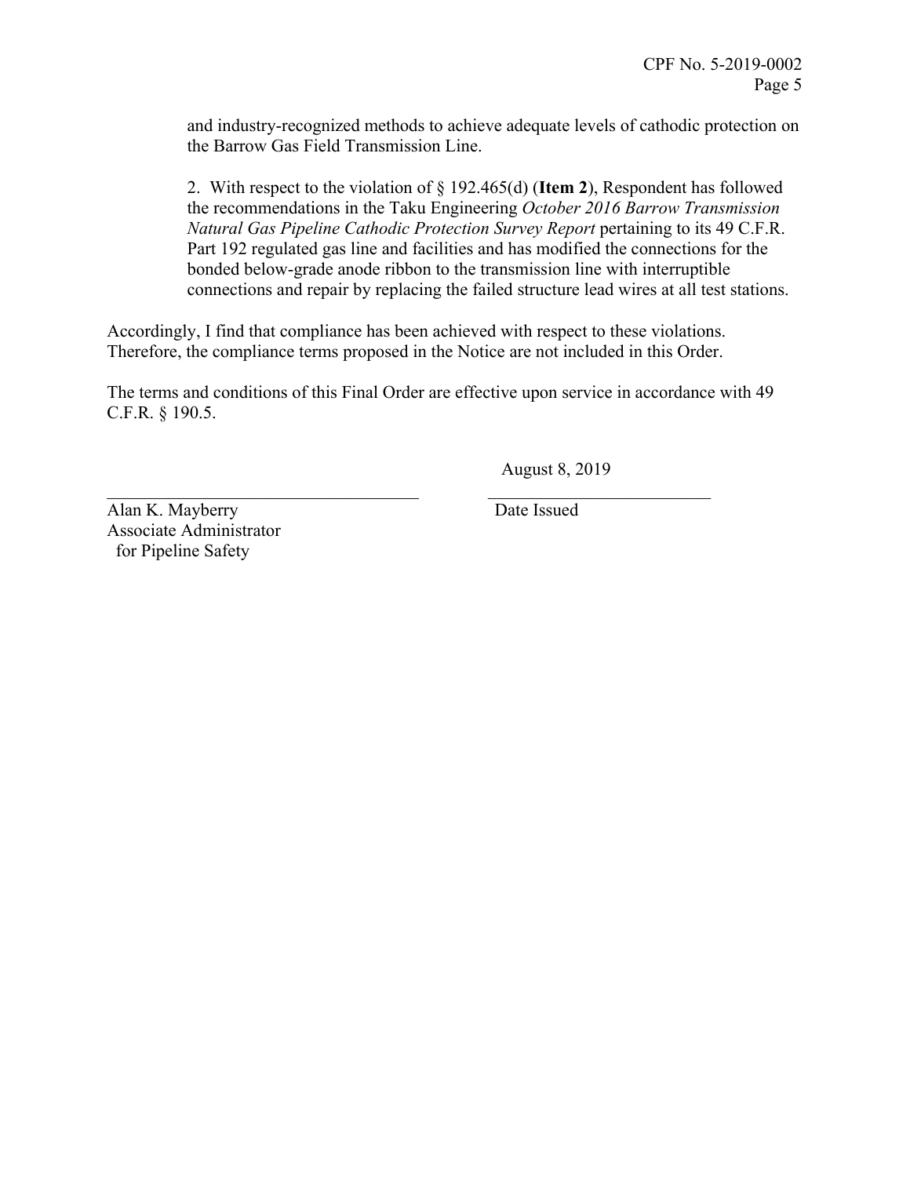and industry-recognized methods to achieve adequate levels of cathodic protection on the Barrow Gas Field Transmission Line.

2. With respect to the violation of § 192.465(d) (**Item 2**), Respondent has followed the recommendations in the Taku Engineering *October 2016 Barrow Transmission Natural Gas Pipeline Cathodic Protection Survey Report* pertaining to its 49 C.F.R. Part 192 regulated gas line and facilities and has modified the connections for the bonded below-grade anode ribbon to the transmission line with interruptible connections and repair by replacing the failed structure lead wires at all test stations.

Accordingly, I find that compliance has been achieved with respect to these violations. Therefore, the compliance terms proposed in the Notice are not included in this Order.

The terms and conditions of this Final Order are effective upon service in accordance with 49 C.F.R. § 190.5.

August 8, 2019

\_\_\_\_\_\_\_\_\_\_\_\_\_\_\_\_\_\_\_\_\_\_\_\_\_\_\_\_\_\_\_\_\_\_ \_\_\_\_\_\_\_\_\_\_\_\_\_\_\_\_\_\_\_\_\_\_\_\_\_\_

Alan K. Mayberry
Associate Administrator
for Pipeline Safety

Date Issued